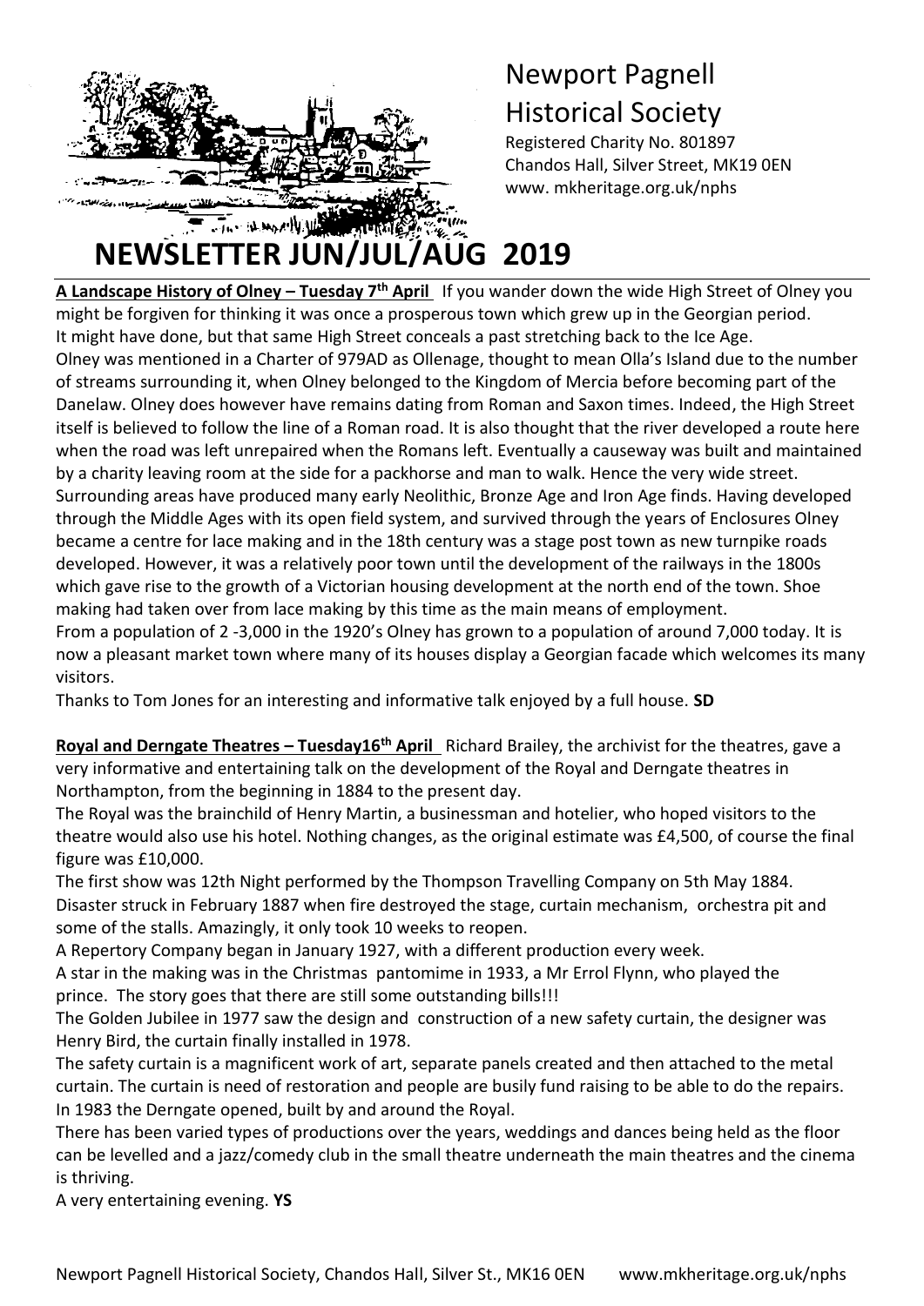# Newport Pagnell Historical Society

Registered Charity No. 801897
Chandos Hall, Silver Street, MK19 0EN
www. mkheritage.org.uk/nphs

# NEWSLETTER JUN/JUL/AUG 2019

**A Landscape History of Olney – Tuesday 7th April** If you wander down the wide High Street of Olney you might be forgiven for thinking it was once a prosperous town which grew up in the Georgian period. It might have done, but that same High Street conceals a past stretching back to the Ice Age.
Olney was mentioned in a Charter of 979AD as Ollenage, thought to mean Olla's Island due to the number of streams surrounding it, when Olney belonged to the Kingdom of Mercia before becoming part of the Danelaw. Olney does however have remains dating from Roman and Saxon times. Indeed, the High Street itself is believed to follow the line of a Roman road. It is also thought that the river developed a route here when the road was left unrepaired when the Romans left. Eventually a causeway was built and maintained by a charity leaving room at the side for a packhorse and man to walk. Hence the very wide street.
Surrounding areas have produced many early Neolithic, Bronze Age and Iron Age finds. Having developed through the Middle Ages with its open field system, and survived through the years of Enclosures Olney became a centre for lace making and in the 18th century was a stage post town as new turnpike roads developed. However, it was a relatively poor town until the development of the railways in the 1800s which gave rise to the growth of a Victorian housing development at the north end of the town. Shoe making had taken over from lace making by this time as the main means of employment.
From a population of 2 -3,000 in the 1920's Olney has grown to a population of around 7,000 today. It is now a pleasant market town where many of its houses display a Georgian facade which welcomes its many visitors.
Thanks to Tom Jones for an interesting and informative talk enjoyed by a full house. **SD**

**Royal and Derngate Theatres – Tuesday16th April** Richard Brailey, the archivist for the theatres, gave a very informative and entertaining talk on the development of the Royal and Derngate theatres in Northampton, from the beginning in 1884 to the present day.
The Royal was the brainchild of Henry Martin, a businessman and hotelier, who hoped visitors to the theatre would also use his hotel. Nothing changes, as the original estimate was £4,500, of course the final figure was £10,000.
The first show was 12th Night performed by the Thompson Travelling Company on 5th May 1884.
Disaster struck in February 1887 when fire destroyed the stage, curtain mechanism, orchestra pit and some of the stalls. Amazingly, it only took 10 weeks to reopen.
A Repertory Company began in January 1927, with a different production every week.
A star in the making was in the Christmas pantomime in 1933, a Mr Errol Flynn, who played the prince. The story goes that there are still some outstanding bills!!!
The Golden Jubilee in 1977 saw the design and construction of a new safety curtain, the designer was Henry Bird, the curtain finally installed in 1978.
The safety curtain is a magnificent work of art, separate panels created and then attached to the metal curtain. The curtain is need of restoration and people are busily fund raising to be able to do the repairs.
In 1983 the Derngate opened, built by and around the Royal.
There has been varied types of productions over the years, weddings and dances being held as the floor can be levelled and a jazz/comedy club in the small theatre underneath the main theatres and the cinema is thriving.
A very entertaining evening. **YS**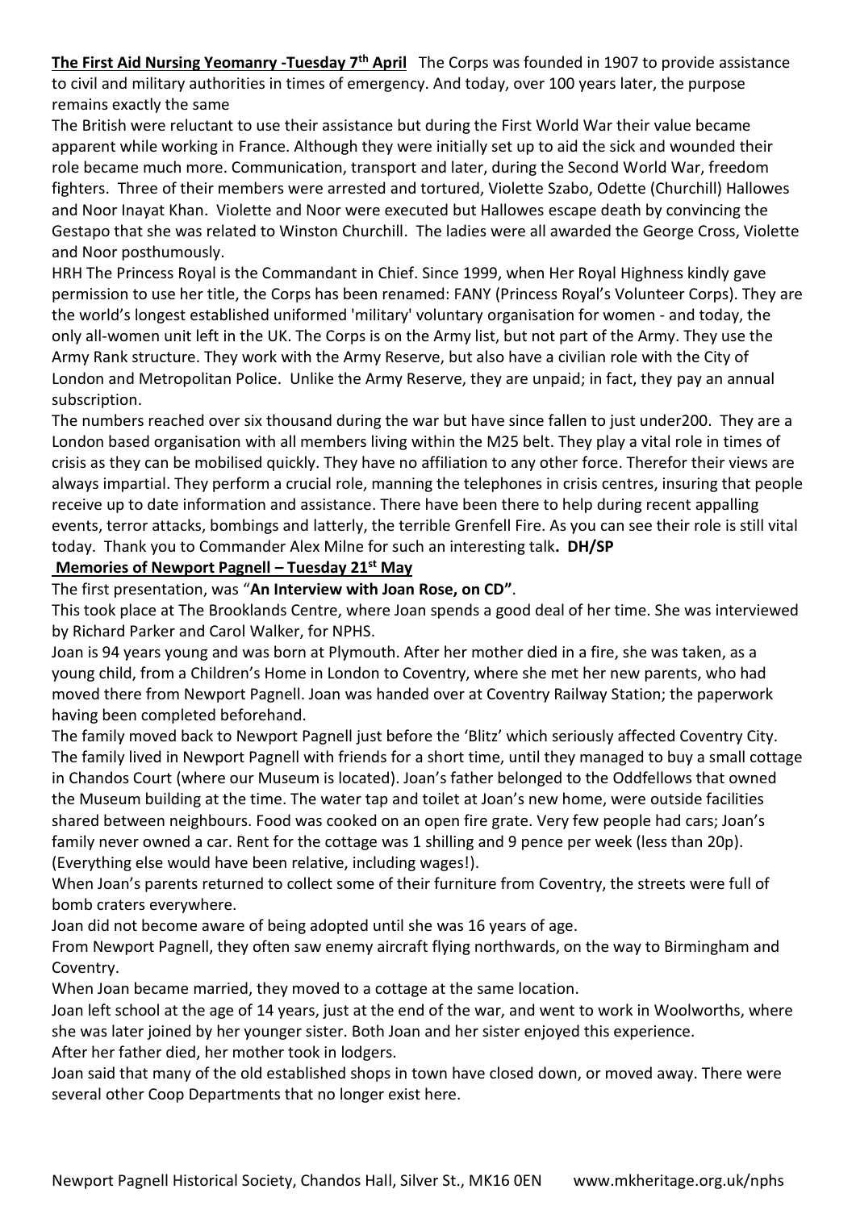**The First Aid Nursing Yeomanry -Tuesday 7th April** The Corps was founded in 1907 to provide assistance to civil and military authorities in times of emergency. And today, over 100 years later, the purpose remains exactly the same

The British were reluctant to use their assistance but during the First World War their value became apparent while working in France. Although they were initially set up to aid the sick and wounded their role became much more. Communication, transport and later, during the Second World War, freedom fighters. Three of their members were arrested and tortured, Violette Szabo, Odette (Churchill) Hallowes and Noor Inayat Khan. Violette and Noor were executed but Hallowes escape death by convincing the Gestapo that she was related to Winston Churchill. The ladies were all awarded the George Cross, Violette and Noor posthumously.

HRH The Princess Royal is the Commandant in Chief. Since 1999, when Her Royal Highness kindly gave permission to use her title, the Corps has been renamed: FANY (Princess Royal's Volunteer Corps). They are the world's longest established uniformed 'military' voluntary organisation for women - and today, the only all-women unit left in the UK. The Corps is on the Army list, but not part of the Army. They use the Army Rank structure. They work with the Army Reserve, but also have a civilian role with the City of London and Metropolitan Police. Unlike the Army Reserve, they are unpaid; in fact, they pay an annual subscription.

The numbers reached over six thousand during the war but have since fallen to just under200. They are a London based organisation with all members living within the M25 belt. They play a vital role in times of crisis as they can be mobilised quickly. They have no affiliation to any other force. Therefor their views are always impartial. They perform a crucial role, manning the telephones in crisis centres, insuring that people receive up to date information and assistance. There have been there to help during recent appalling events, terror attacks, bombings and latterly, the terrible Grenfell Fire. As you can see their role is still vital today. Thank you to Commander Alex Milne for such an interesting talk**. DH/SP**

**Memories of Newport Pagnell – Tuesday 21st May**

The first presentation, was "**An Interview with Joan Rose, on CD**".

This took place at The Brooklands Centre, where Joan spends a good deal of her time. She was interviewed by Richard Parker and Carol Walker, for NPHS.

Joan is 94 years young and was born at Plymouth. After her mother died in a fire, she was taken, as a young child, from a Children's Home in London to Coventry, where she met her new parents, who had moved there from Newport Pagnell. Joan was handed over at Coventry Railway Station; the paperwork having been completed beforehand.

The family moved back to Newport Pagnell just before the 'Blitz' which seriously affected Coventry City. The family lived in Newport Pagnell with friends for a short time, until they managed to buy a small cottage in Chandos Court (where our Museum is located). Joan's father belonged to the Oddfellows that owned the Museum building at the time. The water tap and toilet at Joan's new home, were outside facilities shared between neighbours. Food was cooked on an open fire grate. Very few people had cars; Joan's family never owned a car. Rent for the cottage was 1 shilling and 9 pence per week (less than 20p). (Everything else would have been relative, including wages!).

When Joan's parents returned to collect some of their furniture from Coventry, the streets were full of bomb craters everywhere.

Joan did not become aware of being adopted until she was 16 years of age.

From Newport Pagnell, they often saw enemy aircraft flying northwards, on the way to Birmingham and Coventry.

When Joan became married, they moved to a cottage at the same location.

Joan left school at the age of 14 years, just at the end of the war, and went to work in Woolworths, where she was later joined by her younger sister. Both Joan and her sister enjoyed this experience.

After her father died, her mother took in lodgers.

Joan said that many of the old established shops in town have closed down, or moved away. There were several other Coop Departments that no longer exist here.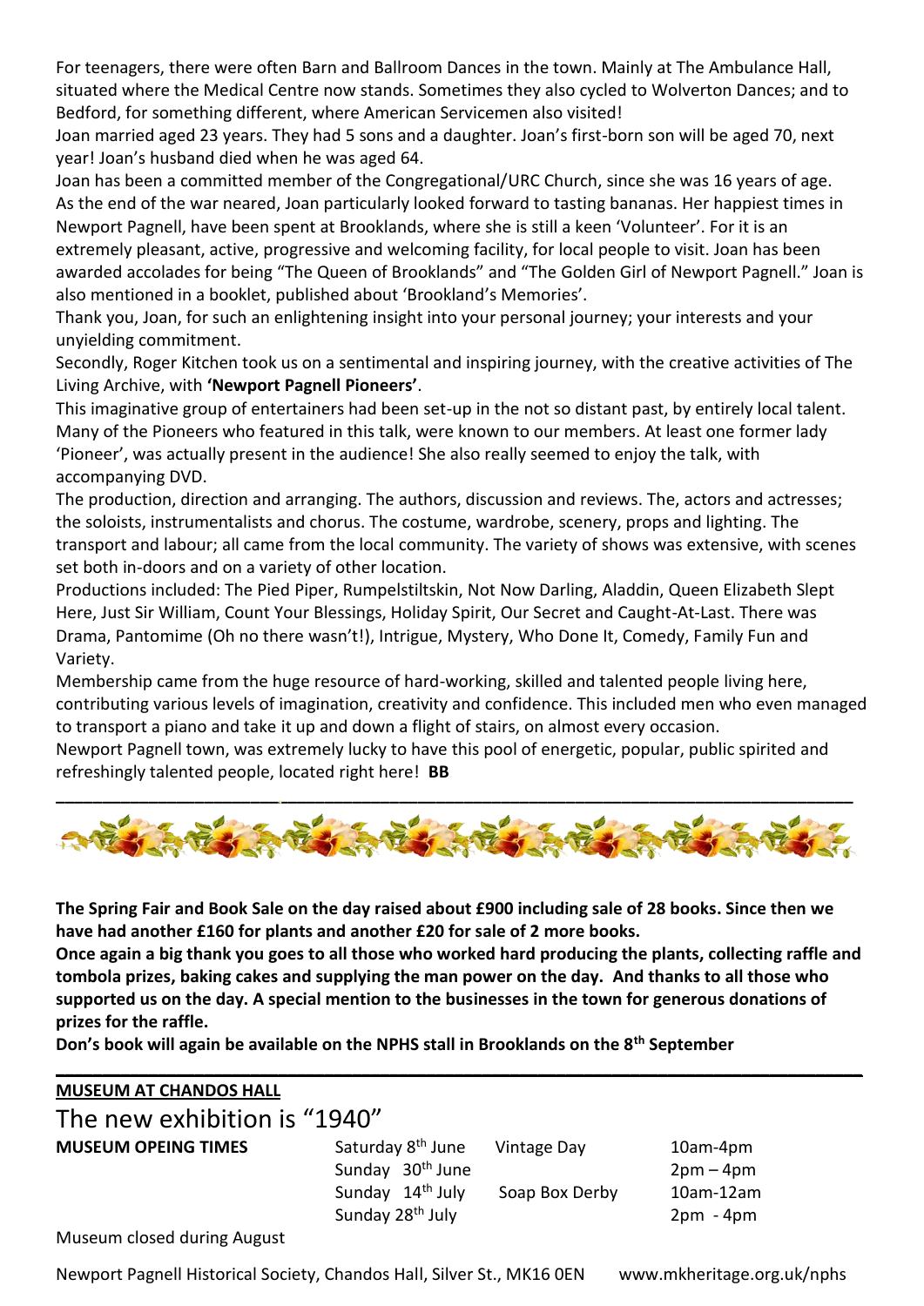For teenagers, there were often Barn and Ballroom Dances in the town. Mainly at The Ambulance Hall, situated where the Medical Centre now stands. Sometimes they also cycled to Wolverton Dances; and to Bedford, for something different, where American Servicemen also visited!

Joan married aged 23 years. They had 5 sons and a daughter. Joan's first-born son will be aged 70, next year! Joan's husband died when he was aged 64.

Joan has been a committed member of the Congregational/URC Church, since she was 16 years of age. As the end of the war neared, Joan particularly looked forward to tasting bananas. Her happiest times in Newport Pagnell, have been spent at Brooklands, where she is still a keen 'Volunteer'. For it is an extremely pleasant, active, progressive and welcoming facility, for local people to visit. Joan has been awarded accolades for being "The Queen of Brooklands" and "The Golden Girl of Newport Pagnell." Joan is also mentioned in a booklet, published about 'Brookland's Memories'.

Thank you, Joan, for such an enlightening insight into your personal journey; your interests and your unyielding commitment.

Secondly, Roger Kitchen took us on a sentimental and inspiring journey, with the creative activities of The Living Archive, with **'Newport Pagnell Pioneers'**.

This imaginative group of entertainers had been set-up in the not so distant past, by entirely local talent. Many of the Pioneers who featured in this talk, were known to our members. At least one former lady 'Pioneer', was actually present in the audience! She also really seemed to enjoy the talk, with accompanying DVD.

The production, direction and arranging. The authors, discussion and reviews. The, actors and actresses; the soloists, instrumentalists and chorus. The costume, wardrobe, scenery, props and lighting. The transport and labour; all came from the local community. The variety of shows was extensive, with scenes set both in-doors and on a variety of other location.

Productions included: The Pied Piper, Rumpelstiltskin, Not Now Darling, Aladdin, Queen Elizabeth Slept Here, Just Sir William, Count Your Blessings, Holiday Spirit, Our Secret and Caught-At-Last. There was Drama, Pantomime (Oh no there wasn't!), Intrigue, Mystery, Who Done It, Comedy, Family Fun and Variety.

Membership came from the huge resource of hard-working, skilled and talented people living here, contributing various levels of imagination, creativity and confidence. This included men who even managed to transport a piano and take it up and down a flight of stairs, on almost every occasion.

Newport Pagnell town, was extremely lucky to have this pool of energetic, popular, public spirited and refreshingly talented people, located right here! **BB**

---

**The Spring Fair and Book Sale on the day raised about £900 including sale of 28 books. Since then we have had another £160 for plants and another £20 for sale of 2 more books.**

**Once again a big thank you goes to all those who worked hard producing the plants, collecting raffle and tombola prizes, baking cakes and supplying the man power on the day. And thanks to all those who supported us on the day. A special mention to the businesses in the town for generous donations of prizes for the raffle.**

**Don's book will again be available on the NPHS stall in Brooklands on the 8th September**

---

**MUSEUM AT CHANDOS HALL**

The new exhibition is "1940"

| **MUSEUM OPEING TIMES** | Saturday 8th June | Vintage Day | 10am-4pm |
|---|---|---|---|
| | Sunday 30th June | | 2pm – 4pm |
| | Sunday 14th July | Soap Box Derby | 10am-12am |
| | Sunday 28th July | | 2pm - 4pm |

Museum closed during August

Newport Pagnell Historical Society, Chandos Hall, Silver St., MK16 0EN www.mkheritage.org.uk/nphs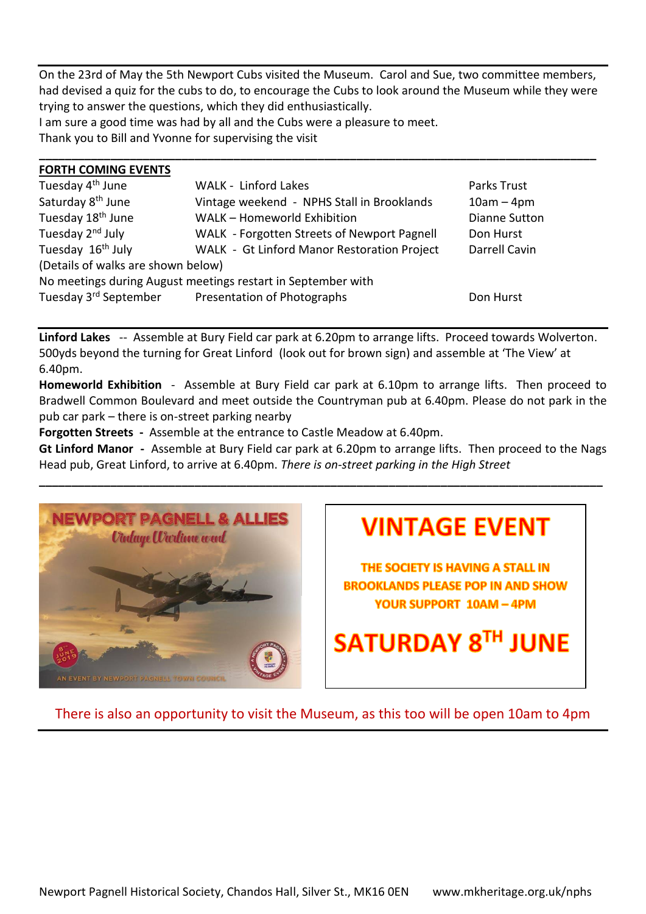On the 23rd of May the 5th Newport Cubs visited the Museum. Carol and Sue, two committee members, had devised a quiz for the cubs to do, to encourage the Cubs to look around the Museum while they were trying to answer the questions, which they did enthusiastically.
I am sure a good time was had by all and the Cubs were a pleasure to meet.
Thank you to Bill and Yvonne for supervising the visit

## FORTH COMING EVENTS

| | | |
|---|---|---|
| Tuesday 4th June | WALK - Linford Lakes | Parks Trust |
| Saturday 8th June | Vintage weekend - NPHS Stall in Brooklands | 10am – 4pm |
| Tuesday 18th June | WALK – Homeworld Exhibition | Dianne Sutton |
| Tuesday 2nd July | WALK - Forgotten Streets of Newport Pagnell | Don Hurst |
| Tuesday 16th July | WALK - Gt Linford Manor Restoration Project | Darrell Cavin |

(Details of walks are shown below)
No meetings during August meetings restart in September with

| | | |
|---|---|---|
| Tuesday 3rd September | Presentation of Photographs | Don Hurst |

**Linford Lakes** -- Assemble at Bury Field car park at 6.20pm to arrange lifts. Proceed towards Wolverton. 500yds beyond the turning for Great Linford (look out for brown sign) and assemble at 'The View' at 6.40pm.

**Homeworld Exhibition** - Assemble at Bury Field car park at 6.10pm to arrange lifts. Then proceed to Bradwell Common Boulevard and meet outside the Countryman pub at 6.40pm. Please do not park in the pub car park – there is on-street parking nearby

**Forgotten Streets -** Assemble at the entrance to Castle Meadow at 6.40pm.

**Gt Linford Manor -** Assemble at Bury Field car park at 6.20pm to arrange lifts. Then proceed to the Nags Head pub, Great Linford, to arrive at 6.40pm. *There is on-street parking in the High Street*

NEWPORT PAGNELL & ALLIES
Vintage Wartime event
8th JUNE 2019
AN EVENT BY NEWPORT PAGNELL TOWN COUNCIL

# VINTAGE EVENT

THE SOCIETY IS HAVING A STALL IN BROOKLANDS PLEASE POP IN AND SHOW YOUR SUPPORT 10AM – 4PM

## SATURDAY 8TH JUNE

There is also an opportunity to visit the Museum, as this too will be open 10am to 4pm